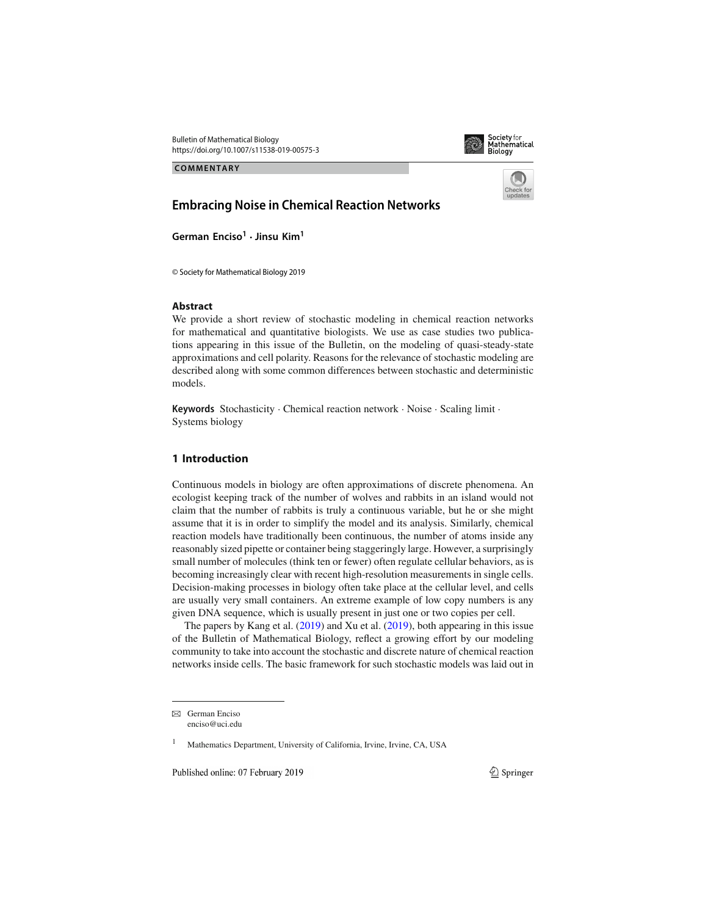COMMENTARY

# Embracing Noise in Chemical Reaction Networks

**German Enciso**[1] **· Jinsu Kim**[1]

© Society for Mathematical Biology 2019

## Abstract

We provide a short review of stochastic modeling in chemical reaction networks for mathematical and quantitative biologists. We use as case studies two publications appearing in this issue of the Bulletin, on the modeling of quasi-steady-state approximations and cell polarity. Reasons for the relevance of stochastic modeling are described along with some common differences between stochastic and deterministic models.

**Keywords** Stochasticity · Chemical reaction network · Noise · Scaling limit · Systems biology

## 1 Introduction

Continuous models in biology are often approximations of discrete phenomena. An ecologist keeping track of the number of wolves and rabbits in an island would not claim that the number of rabbits is truly a continuous variable, but he or she might assume that it is in order to simplify the model and its analysis. Similarly, chemical reaction models have traditionally been continuous, the number of atoms inside any reasonably sized pipette or container being staggeringly large. However, a surprisingly small number of molecules (think ten or fewer) often regulate cellular behaviors, as is becoming increasingly clear with recent high-resolution measurements in single cells. Decision-making processes in biology often take place at the cellular level, and cells are usually very small containers. An extreme example of low copy numbers is any given DNA sequence, which is usually present in just one or two copies per cell.

The papers by Kang et al. (2019) and Xu et al. (2019), both appearing in this issue of the Bulletin of Mathematical Biology, reflect a growing effort by our modeling community to take into account the stochastic and discrete nature of chemical reaction networks inside cells. The basic framework for such stochastic models was laid out in

---

✉ German Enciso
enciso@uci.edu

[1] Mathematics Department, University of California, Irvine, Irvine, CA, USA

Published online: 07 February 2019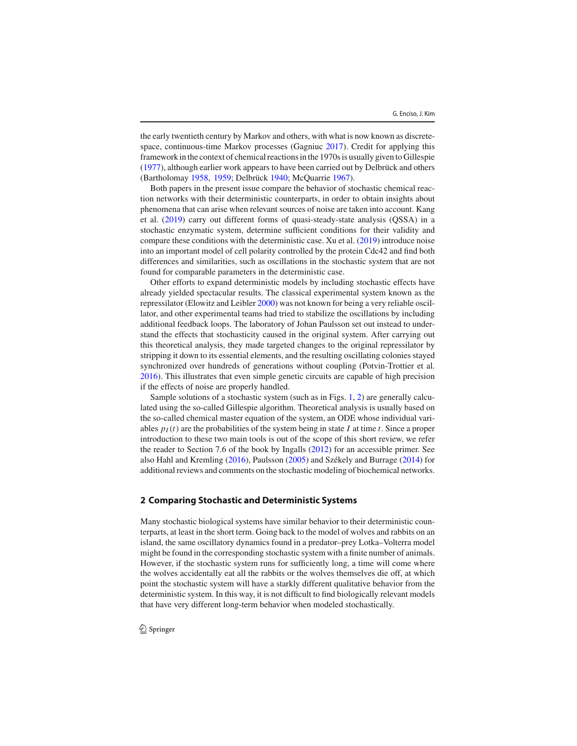the early twentieth century by Markov and others, with what is now known as discrete-space, continuous-time Markov processes (Gagniuc 2017). Credit for applying this framework in the context of chemical reactions in the 1970s is usually given to Gillespie (1977), although earlier work appears to have been carried out by Delbrück and others (Bartholomay 1958, 1959; Delbrück 1940; McQuarrie 1967).

Both papers in the present issue compare the behavior of stochastic chemical reaction networks with their deterministic counterparts, in order to obtain insights about phenomena that can arise when relevant sources of noise are taken into account. Kang et al. (2019) carry out different forms of quasi-steady-state analysis (QSSA) in a stochastic enzymatic system, determine sufficient conditions for their validity and compare these conditions with the deterministic case. Xu et al. (2019) introduce noise into an important model of cell polarity controlled by the protein Cdc42 and find both differences and similarities, such as oscillations in the stochastic system that are not found for comparable parameters in the deterministic case.

Other efforts to expand deterministic models by including stochastic effects have already yielded spectacular results. The classical experimental system known as the repressilator (Elowitz and Leibler 2000) was not known for being a very reliable oscillator, and other experimental teams had tried to stabilize the oscillations by including additional feedback loops. The laboratory of Johan Paulsson set out instead to understand the effects that stochasticity caused in the original system. After carrying out this theoretical analysis, they made targeted changes to the original repressilator by stripping it down to its essential elements, and the resulting oscillating colonies stayed synchronized over hundreds of generations without coupling (Potvin-Trottier et al. 2016). This illustrates that even simple genetic circuits are capable of high precision if the effects of noise are properly handled.

Sample solutions of a stochastic system (such as in Figs. 1, 2) are generally calculated using the so-called Gillespie algorithm. Theoretical analysis is usually based on the so-called chemical master equation of the system, an ODE whose individual variables $p_I(t)$ are the probabilities of the system being in state $I$ at time $t$. Since a proper introduction to these two main tools is out of the scope of this short review, we refer the reader to Section 7.6 of the book by Ingalls (2012) for an accessible primer. See also Hahl and Kremling (2016), Paulsson (2005) and Székely and Burrage (2014) for additional reviews and comments on the stochastic modeling of biochemical networks.

## 2 Comparing Stochastic and Deterministic Systems

Many stochastic biological systems have similar behavior to their deterministic counterparts, at least in the short term. Going back to the model of wolves and rabbits on an island, the same oscillatory dynamics found in a predator–prey Lotka–Volterra model might be found in the corresponding stochastic system with a finite number of animals. However, if the stochastic system runs for sufficiently long, a time will come where the wolves accidentally eat all the rabbits or the wolves themselves die off, at which point the stochastic system will have a starkly different qualitative behavior from the deterministic system. In this way, it is not difficult to find biologically relevant models that have very different long-term behavior when modeled stochastically.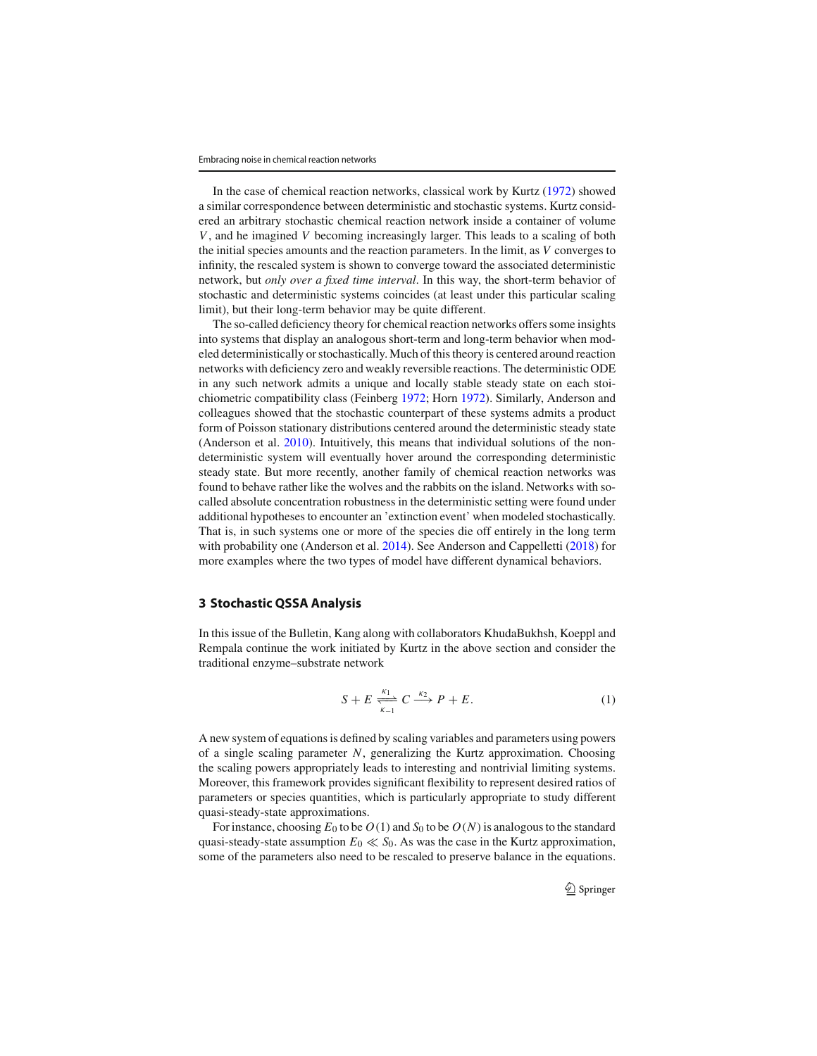In the case of chemical reaction networks, classical work by Kurtz (1972) showed a similar correspondence between deterministic and stochastic systems. Kurtz considered an arbitrary stochastic chemical reaction network inside a container of volume $V$, and he imagined $V$ becoming increasingly larger. This leads to a scaling of both the initial species amounts and the reaction parameters. In the limit, as $V$ converges to infinity, the rescaled system is shown to converge toward the associated deterministic network, but *only over a fixed time interval*. In this way, the short-term behavior of stochastic and deterministic systems coincides (at least under this particular scaling limit), but their long-term behavior may be quite different.

The so-called deficiency theory for chemical reaction networks offers some insights into systems that display an analogous short-term and long-term behavior when modeled deterministically or stochastically. Much of this theory is centered around reaction networks with deficiency zero and weakly reversible reactions. The deterministic ODE in any such network admits a unique and locally stable steady state on each stoichiometric compatibility class (Feinberg 1972; Horn 1972). Similarly, Anderson and colleagues showed that the stochastic counterpart of these systems admits a product form of Poisson stationary distributions centered around the deterministic steady state (Anderson et al. 2010). Intuitively, this means that individual solutions of the non-deterministic system will eventually hover around the corresponding deterministic steady state. But more recently, another family of chemical reaction networks was found to behave rather like the wolves and the rabbits on the island. Networks with so-called absolute concentration robustness in the deterministic setting were found under additional hypotheses to encounter an 'extinction event' when modeled stochastically. That is, in such systems one or more of the species die off entirely in the long term with probability one (Anderson et al. 2014). See Anderson and Cappelletti (2018) for more examples where the two types of model have different dynamical behaviors.

## 3 Stochastic QSSA Analysis

In this issue of the Bulletin, Kang along with collaborators KhudaBukhsh, Koeppl and Rempala continue the work initiated by Kurtz in the above section and consider the traditional enzyme–substrate network

$$S + E \underset{\kappa_{-1}}{\overset{\kappa_1}{\rightleftharpoons}} C \xrightarrow{\kappa_2} P + E. \tag{1}$$

A new system of equations is defined by scaling variables and parameters using powers of a single scaling parameter $N$, generalizing the Kurtz approximation. Choosing the scaling powers appropriately leads to interesting and nontrivial limiting systems. Moreover, this framework provides significant flexibility to represent desired ratios of parameters or species quantities, which is particularly appropriate to study different quasi-steady-state approximations.

For instance, choosing $E_0$ to be $O(1)$ and $S_0$ to be $O(N)$ is analogous to the standard quasi-steady-state assumption $E_0 \ll S_0$. As was the case in the Kurtz approximation, some of the parameters also need to be rescaled to preserve balance in the equations.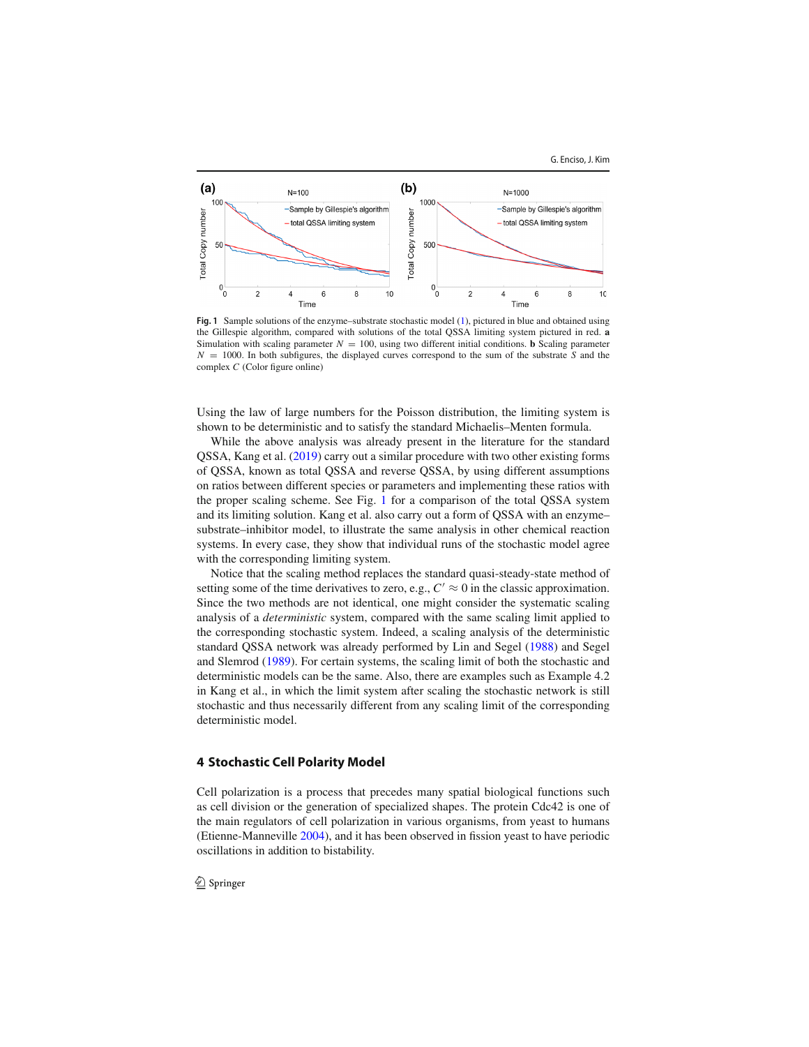Fig. 1 Sample solutions of the enzyme–substrate stochastic model (1), pictured in blue and obtained using the Gillespie algorithm, compared with solutions of the total QSSA limiting system pictured in red. **a** Simulation with scaling parameter $N = 100$, using two different initial conditions. **b** Scaling parameter $N = 1000$. In both subfigures, the displayed curves correspond to the sum of the substrate $S$ and the complex $C$ (Color figure online)

Using the law of large numbers for the Poisson distribution, the limiting system is shown to be deterministic and to satisfy the standard Michaelis–Menten formula.

While the above analysis was already present in the literature for the standard QSSA, Kang et al. (2019) carry out a similar procedure with two other existing forms of QSSA, known as total QSSA and reverse QSSA, by using different assumptions on ratios between different species or parameters and implementing these ratios with the proper scaling scheme. See Fig. 1 for a comparison of the total QSSA system and its limiting solution. Kang et al. also carry out a form of QSSA with an enzyme–substrate–inhibitor model, to illustrate the same analysis in other chemical reaction systems. In every case, they show that individual runs of the stochastic model agree with the corresponding limiting system.

Notice that the scaling method replaces the standard quasi-steady-state method of setting some of the time derivatives to zero, e.g., $C' \approx 0$ in the classic approximation. Since the two methods are not identical, one might consider the systematic scaling analysis of a *deterministic* system, compared with the same scaling limit applied to the corresponding stochastic system. Indeed, a scaling analysis of the deterministic standard QSSA network was already performed by Lin and Segel (1988) and Segel and Slemrod (1989). For certain systems, the scaling limit of both the stochastic and deterministic models can be the same. Also, there are examples such as Example 4.2 in Kang et al., in which the limit system after scaling the stochastic network is still stochastic and thus necessarily different from any scaling limit of the corresponding deterministic model.

## 4 Stochastic Cell Polarity Model

Cell polarization is a process that precedes many spatial biological functions such as cell division or the generation of specialized shapes. The protein Cdc42 is one of the main regulators of cell polarization in various organisms, from yeast to humans (Etienne-Manneville 2004), and it has been observed in fission yeast to have periodic oscillations in addition to bistability.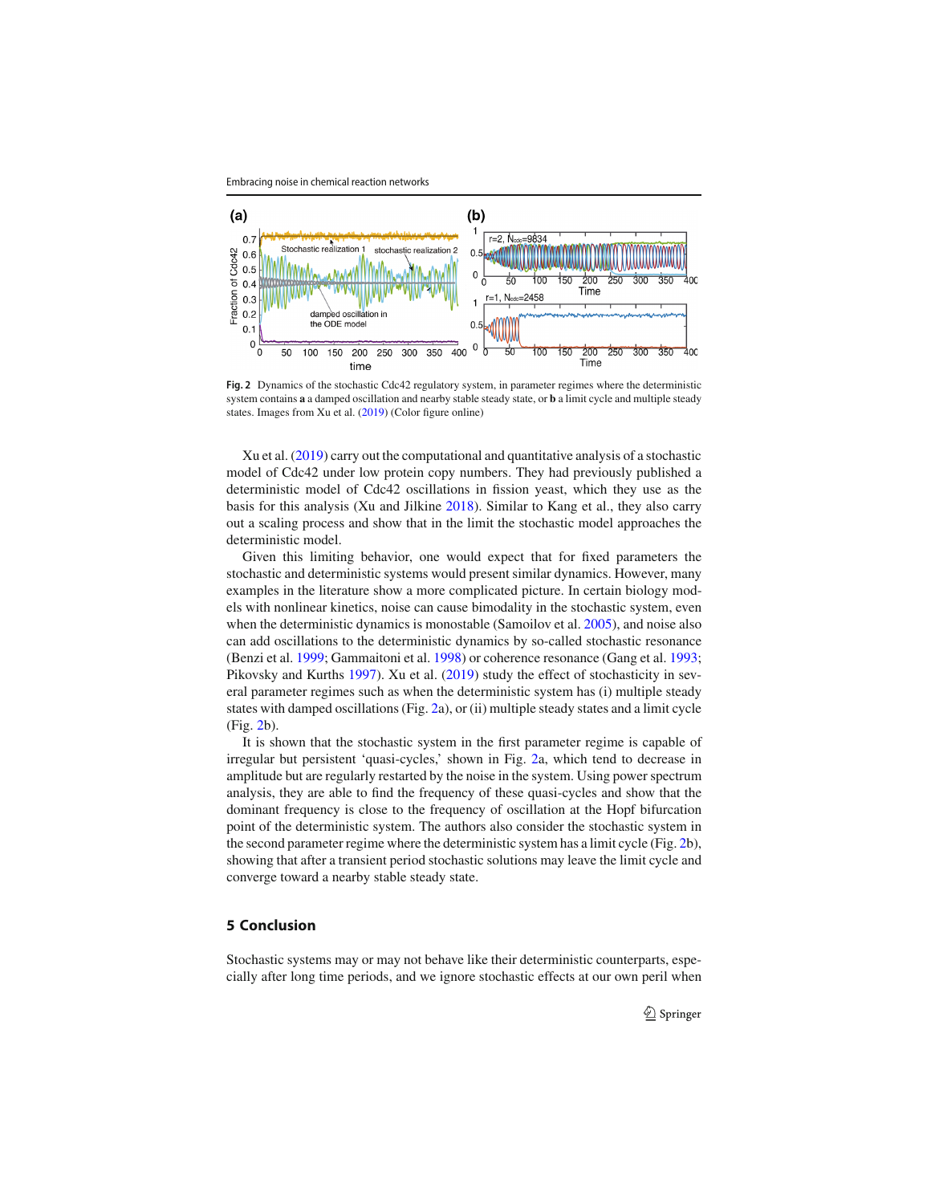Fig. 2 Dynamics of the stochastic Cdc42 regulatory system, in parameter regimes where the deterministic system contains **a** a damped oscillation and nearby stable steady state, or **b** a limit cycle and multiple steady states. Images from Xu et al. (2019) (Color figure online)

Xu et al. (2019) carry out the computational and quantitative analysis of a stochastic model of Cdc42 under low protein copy numbers. They had previously published a deterministic model of Cdc42 oscillations in fission yeast, which they use as the basis for this analysis (Xu and Jilkine 2018). Similar to Kang et al., they also carry out a scaling process and show that in the limit the stochastic model approaches the deterministic model.

Given this limiting behavior, one would expect that for fixed parameters the stochastic and deterministic systems would present similar dynamics. However, many examples in the literature show a more complicated picture. In certain biology models with nonlinear kinetics, noise can cause bimodality in the stochastic system, even when the deterministic dynamics is monostable (Samoilov et al. 2005), and noise also can add oscillations to the deterministic dynamics by so-called stochastic resonance (Benzi et al. 1999; Gammaitoni et al. 1998) or coherence resonance (Gang et al. 1993; Pikovsky and Kurths 1997). Xu et al. (2019) study the effect of stochasticity in several parameter regimes such as when the deterministic system has (i) multiple steady states with damped oscillations (Fig. 2a), or (ii) multiple steady states and a limit cycle (Fig. 2b).

It is shown that the stochastic system in the first parameter regime is capable of irregular but persistent 'quasi-cycles,' shown in Fig. 2a, which tend to decrease in amplitude but are regularly restarted by the noise in the system. Using power spectrum analysis, they are able to find the frequency of these quasi-cycles and show that the dominant frequency is close to the frequency of oscillation at the Hopf bifurcation point of the deterministic system. The authors also consider the stochastic system in the second parameter regime where the deterministic system has a limit cycle (Fig. 2b), showing that after a transient period stochastic solutions may leave the limit cycle and converge toward a nearby stable steady state.

## 5 Conclusion

Stochastic systems may or may not behave like their deterministic counterparts, especially after long time periods, and we ignore stochastic effects at our own peril when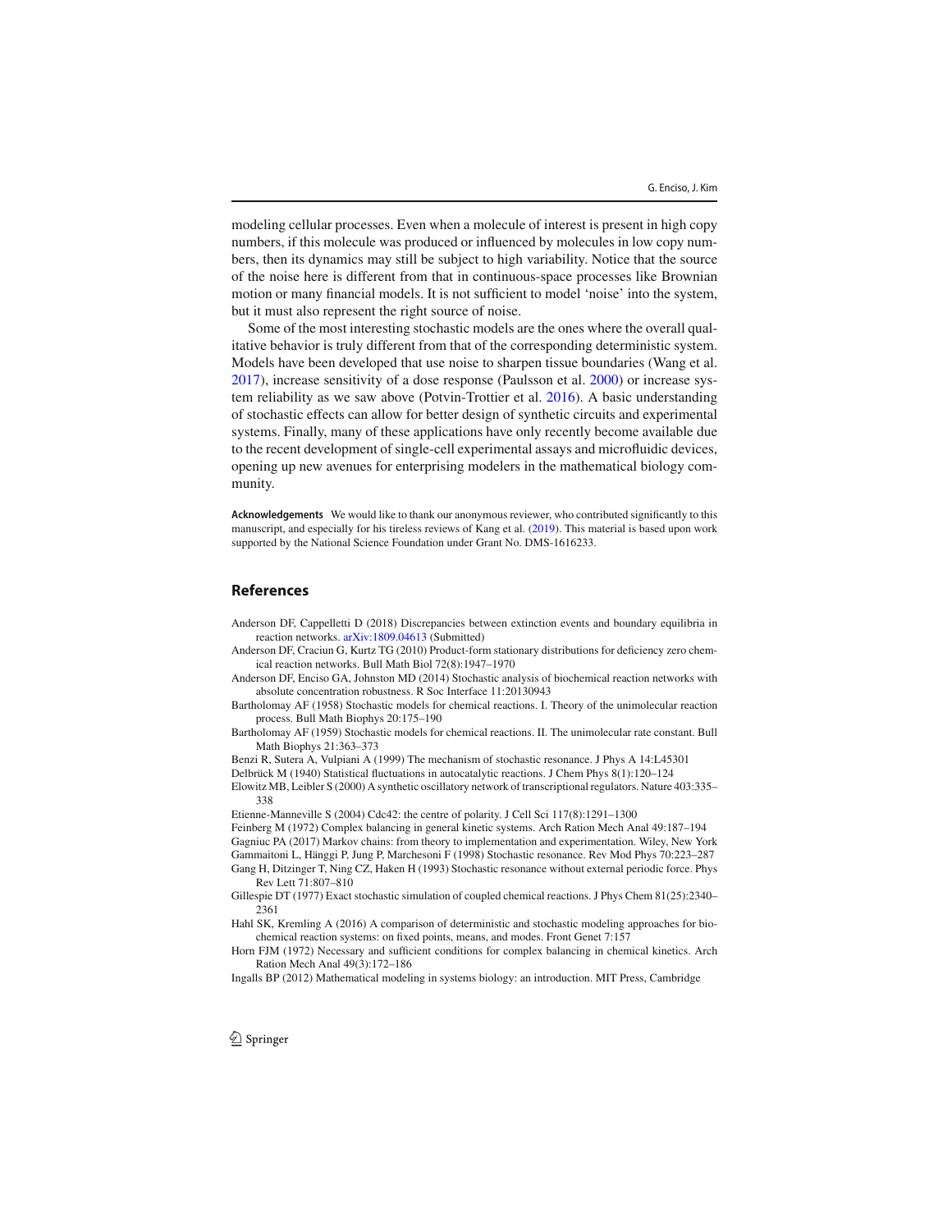modeling cellular processes. Even when a molecule of interest is present in high copy numbers, if this molecule was produced or influenced by molecules in low copy numbers, then its dynamics may still be subject to high variability. Notice that the source of the noise here is different from that in continuous-space processes like Brownian motion or many financial models. It is not sufficient to model 'noise' into the system, but it must also represent the right source of noise.

Some of the most interesting stochastic models are the ones where the overall qualitative behavior is truly different from that of the corresponding deterministic system. Models have been developed that use noise to sharpen tissue boundaries (Wang et al. 2017), increase sensitivity of a dose response (Paulsson et al. 2000) or increase system reliability as we saw above (Potvin-Trottier et al. 2016). A basic understanding of stochastic effects can allow for better design of synthetic circuits and experimental systems. Finally, many of these applications have only recently become available due to the recent development of single-cell experimental assays and microfluidic devices, opening up new avenues for enterprising modelers in the mathematical biology community.

**Acknowledgements** We would like to thank our anonymous reviewer, who contributed significantly to this manuscript, and especially for his tireless reviews of Kang et al. (2019). This material is based upon work supported by the National Science Foundation under Grant No. DMS-1616233.

## References

Anderson DF, Cappelletti D (2018) Discrepancies between extinction events and boundary equilibria in reaction networks. arXiv:1809.04613 (Submitted)

Anderson DF, Craciun G, Kurtz TG (2010) Product-form stationary distributions for deficiency zero chemical reaction networks. Bull Math Biol 72(8):1947–1970

Anderson DF, Enciso GA, Johnston MD (2014) Stochastic analysis of biochemical reaction networks with absolute concentration robustness. R Soc Interface 11:20130943

Bartholomay AF (1958) Stochastic models for chemical reactions. I. Theory of the unimolecular reaction process. Bull Math Biophys 20:175–190

Bartholomay AF (1959) Stochastic models for chemical reactions. II. The unimolecular rate constant. Bull Math Biophys 21:363–373

Benzi R, Sutera A, Vulpiani A (1999) The mechanism of stochastic resonance. J Phys A 14:L45301

Delbrück M (1940) Statistical fluctuations in autocatalytic reactions. J Chem Phys 8(1):120–124

Elowitz MB, Leibler S (2000) A synthetic oscillatory network of transcriptional regulators. Nature 403:335–338

Etienne-Manneville S (2004) Cdc42: the centre of polarity. J Cell Sci 117(8):1291–1300

Feinberg M (1972) Complex balancing in general kinetic systems. Arch Ration Mech Anal 49:187–194

Gagniuc PA (2017) Markov chains: from theory to implementation and experimentation. Wiley, New York

Gammaitoni L, Hänggi P, Jung P, Marchesoni F (1998) Stochastic resonance. Rev Mod Phys 70:223–287

Gang H, Ditzinger T, Ning CZ, Haken H (1993) Stochastic resonance without external periodic force. Phys Rev Lett 71:807–810

Gillespie DT (1977) Exact stochastic simulation of coupled chemical reactions. J Phys Chem 81(25):2340–2361

Hahl SK, Kremling A (2016) A comparison of deterministic and stochastic modeling approaches for biochemical reaction systems: on fixed points, means, and modes. Front Genet 7:157

Horn FJM (1972) Necessary and sufficient conditions for complex balancing in chemical kinetics. Arch Ration Mech Anal 49(3):172–186

Ingalls BP (2012) Mathematical modeling in systems biology: an introduction. MIT Press, Cambridge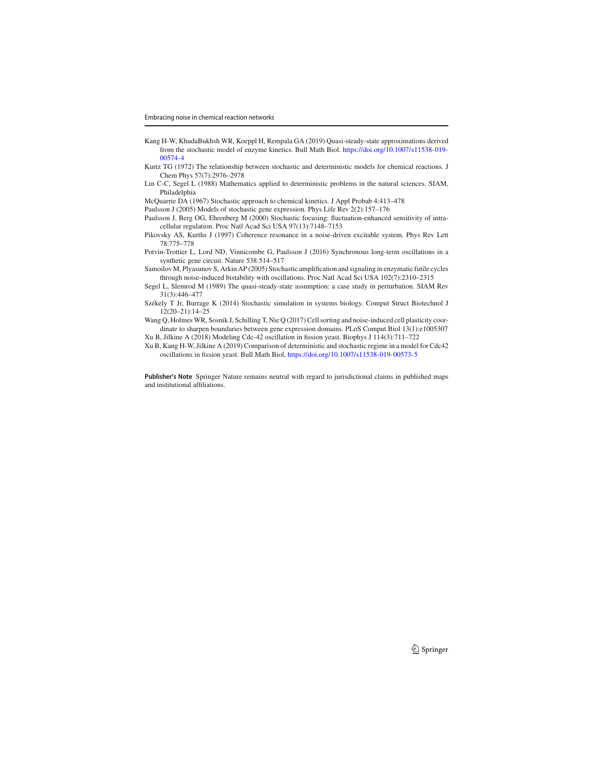Kang H-W, KhudaBukhsh WR, Koeppl H, Rempala GA (2019) Quasi-steady-state approximations derived from the stochastic model of enzyme kinetics. Bull Math Biol. https://doi.org/10.1007/s11538-019-00574-4

Kurtz TG (1972) The relationship between stochastic and deterministic models for chemical reactions. J Chem Phys 57(7):2976–2978

Lin C-C, Segel L (1988) Mathematics applied to deterministic problems in the natural sciences. SIAM, Philadelphia

McQuarrie DA (1967) Stochastic approach to chemical kinetics. J Appl Probab 4:413–478

Paulsson J (2005) Models of stochastic gene expression. Phys Life Rev 2(2):157–176

Paulsson J, Berg OG, Ehrenberg M (2000) Stochastic focusing: fluctuation-enhanced sensitivity of intracellular regulation. Proc Natl Acad Sci USA 97(13):7148–7153

Pikovsky AS, Kurths J (1997) Coherence resonance in a noise-driven excitable system. Phys Rev Lett 78:775–778

Potvin-Trottier L, Lord ND, Vinnicombe G, Paulsson J (2016) Synchronous long-term oscillations in a synthetic gene circuit. Nature 538:514–517

Samoilov M, Plyasunov S, Arkin AP (2005) Stochastic amplification and signaling in enzymatic futile cycles through noise-induced bistability with oscillations. Proc Natl Acad Sci USA 102(7):2310–2315

Segel L, Slemrod M (1989) The quasi-steady-state assumption: a case study in perturbation. SIAM Rev 31(3):446–477

Székely T Jr, Burrage K (2014) Stochastic simulation in systems biology. Comput Struct Biotechnol J 12(20–21):14–25

Wang Q, Holmes WR, Sosnik J, Schilling T, Nie Q (2017) Cell sorting and noise-induced cell plasticity coordinate to sharpen boundaries between gene expression domains. PLoS Comput Biol 13(1):e1005307

Xu B, Jilkine A (2018) Modeling Cdc-42 oscillation in fission yeast. Biophys J 114(3):711–722

Xu B, Kang H-W, Jilkine A (2019) Comparison of deterministic and stochastic regime in a model for Cdc42 oscillations in fission yeast. Bull Math Biol. https://doi.org/10.1007/s11538-019-00573-5

**Publisher's Note** Springer Nature remains neutral with regard to jurisdictional claims in published maps and institutional affiliations.